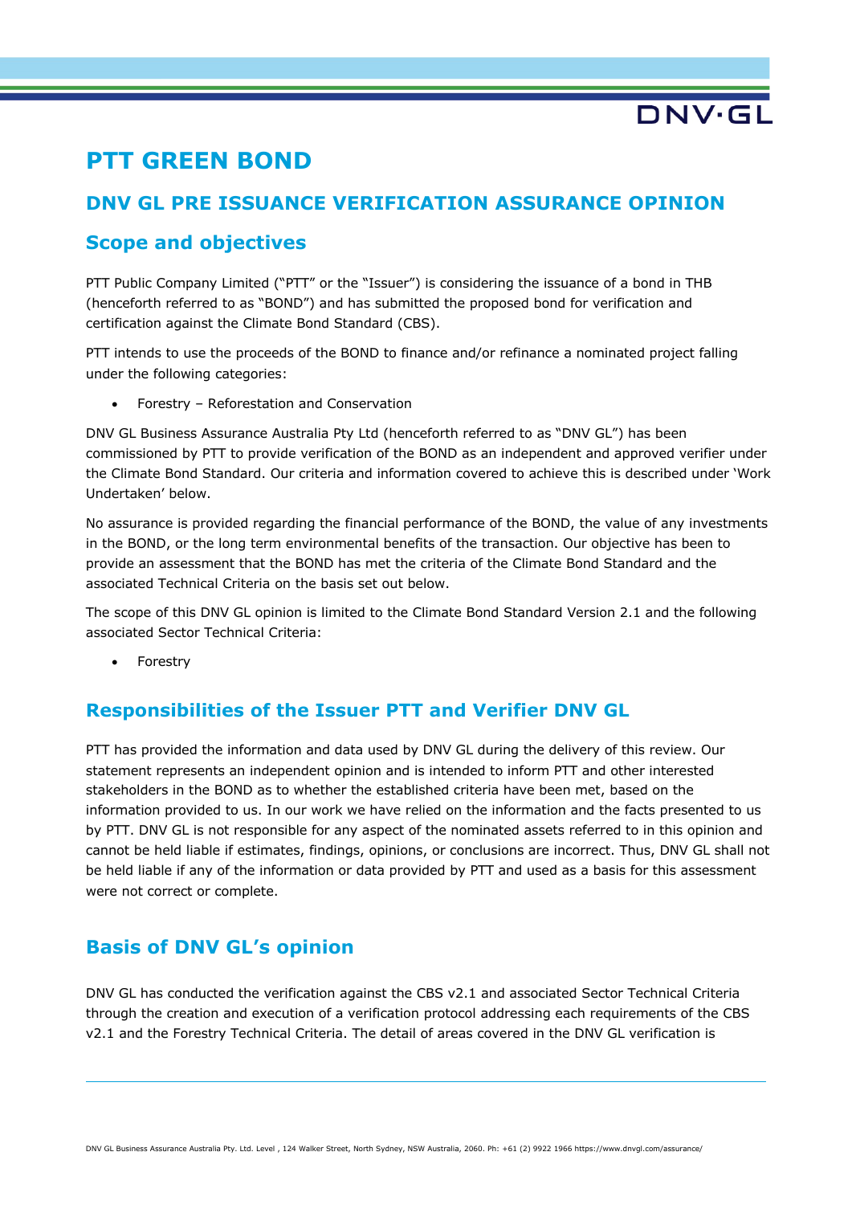# PTT GREEN BOND

## DNV GL PRE ISSUANCE VERIFICATION ASSURANCE OPINION

## Scope and objectives

PTT Public Company Limited ("PTT" or the "Issuer") is considering the issuance of a bond in THB (henceforth referred to as "BOND") and has submitted the proposed bond for verification and certification against the Climate Bond Standard (CBS).

PTT intends to use the proceeds of the BOND to finance and/or refinance a nominated project falling under the following categories:

- Forestry – Reforestation and Conservation

DNV GL Business Assurance Australia Pty Ltd (henceforth referred to as "DNV GL") has been commissioned by PTT to provide verification of the BOND as an independent and approved verifier under the Climate Bond Standard. Our criteria and information covered to achieve this is described under 'Work Undertaken' below.

No assurance is provided regarding the financial performance of the BOND, the value of any investments in the BOND, or the long term environmental benefits of the transaction. Our objective has been to provide an assessment that the BOND has met the criteria of the Climate Bond Standard and the associated Technical Criteria on the basis set out below.

The scope of this DNV GL opinion is limited to the Climate Bond Standard Version 2.1 and the following associated Sector Technical Criteria:

- Forestry

## Responsibilities of the Issuer PTT and Verifier DNV GL

PTT has provided the information and data used by DNV GL during the delivery of this review. Our statement represents an independent opinion and is intended to inform PTT and other interested stakeholders in the BOND as to whether the established criteria have been met, based on the information provided to us. In our work we have relied on the information and the facts presented to us by PTT. DNV GL is not responsible for any aspect of the nominated assets referred to in this opinion and cannot be held liable if estimates, findings, opinions, or conclusions are incorrect. Thus, DNV GL shall not be held liable if any of the information or data provided by PTT and used as a basis for this assessment were not correct or complete.

## Basis of DNV GL's opinion

DNV GL has conducted the verification against the CBS v2.1 and associated Sector Technical Criteria through the creation and execution of a verification protocol addressing each requirements of the CBS v2.1 and the Forestry Technical Criteria. The detail of areas covered in the DNV GL verification is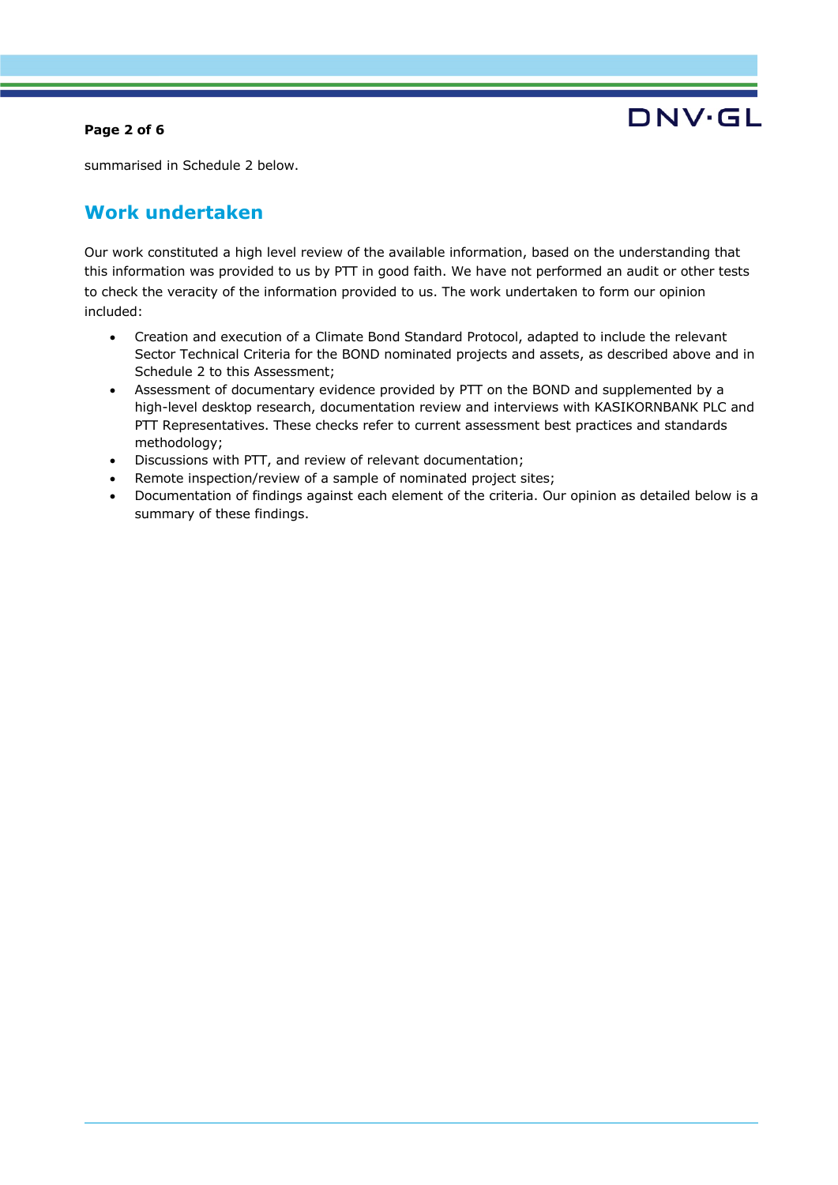summarised in Schedule 2 below.

## Work undertaken

Our work constituted a high level review of the available information, based on the understanding that this information was provided to us by PTT in good faith. We have not performed an audit or other tests to check the veracity of the information provided to us. The work undertaken to form our opinion included:

- Creation and execution of a Climate Bond Standard Protocol, adapted to include the relevant Sector Technical Criteria for the BOND nominated projects and assets, as described above and in Schedule 2 to this Assessment;
- Assessment of documentary evidence provided by PTT on the BOND and supplemented by a high-level desktop research, documentation review and interviews with KASIKORNBANK PLC and PTT Representatives. These checks refer to current assessment best practices and standards methodology;
- Discussions with PTT, and review of relevant documentation;
- Remote inspection/review of a sample of nominated project sites;
- Documentation of findings against each element of the criteria. Our opinion as detailed below is a summary of these findings.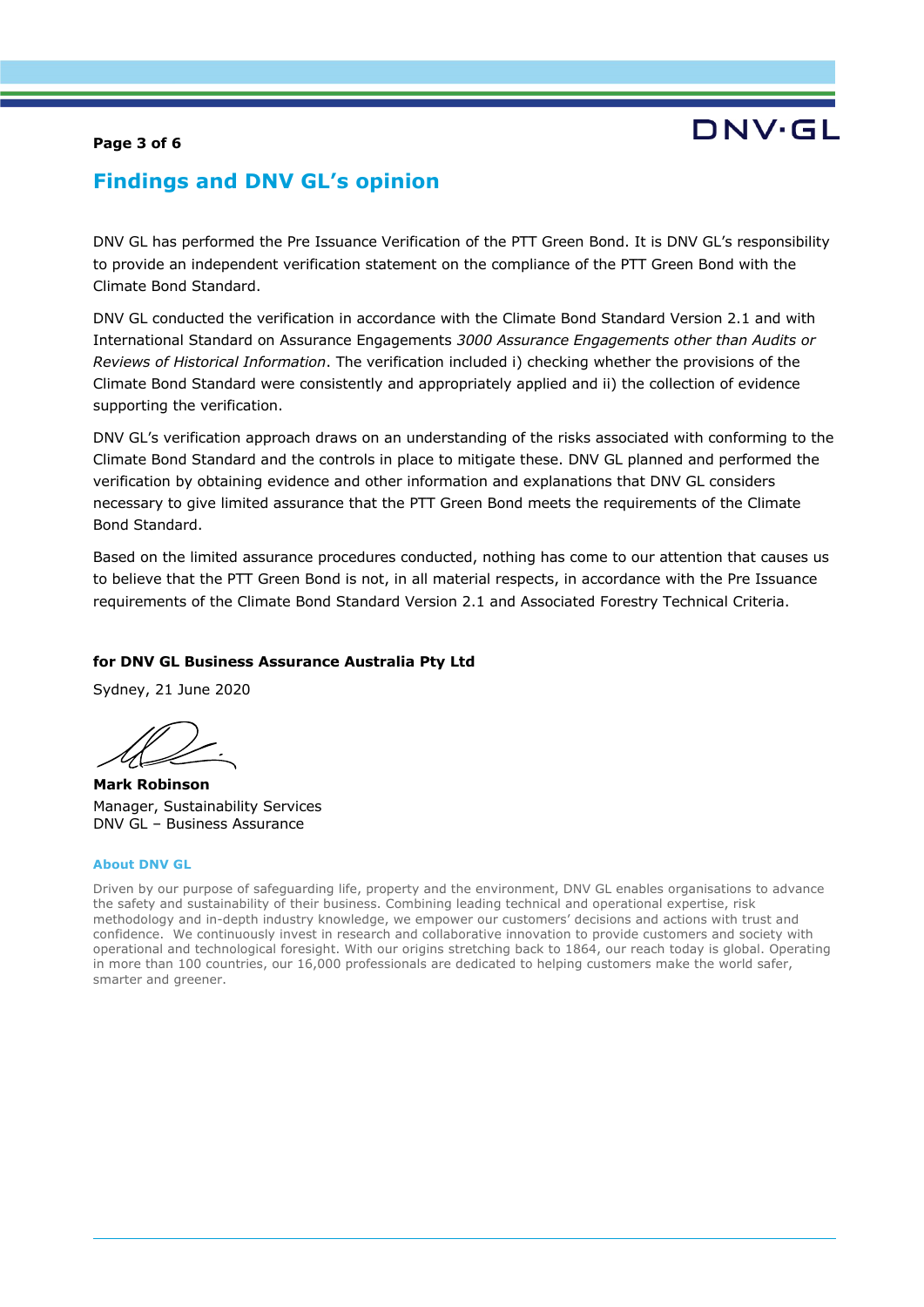## Findings and DNV GL's opinion

DNV GL has performed the Pre Issuance Verification of the PTT Green Bond. It is DNV GL's responsibility to provide an independent verification statement on the compliance of the PTT Green Bond with the Climate Bond Standard.

DNV GL conducted the verification in accordance with the Climate Bond Standard Version 2.1 and with International Standard on Assurance Engagements *3000 Assurance Engagements other than Audits or Reviews of Historical Information*. The verification included i) checking whether the provisions of the Climate Bond Standard were consistently and appropriately applied and ii) the collection of evidence supporting the verification.

DNV GL's verification approach draws on an understanding of the risks associated with conforming to the Climate Bond Standard and the controls in place to mitigate these. DNV GL planned and performed the verification by obtaining evidence and other information and explanations that DNV GL considers necessary to give limited assurance that the PTT Green Bond meets the requirements of the Climate Bond Standard.

Based on the limited assurance procedures conducted, nothing has come to our attention that causes us to believe that the PTT Green Bond is not, in all material respects, in accordance with the Pre Issuance requirements of the Climate Bond Standard Version 2.1 and Associated Forestry Technical Criteria.

**for DNV GL Business Assurance Australia Pty Ltd**

Sydney, 21 June 2020

**Mark Robinson**
Manager, Sustainability Services
DNV GL – Business Assurance

### About DNV GL

Driven by our purpose of safeguarding life, property and the environment, DNV GL enables organisations to advance the safety and sustainability of their business. Combining leading technical and operational expertise, risk methodology and in-depth industry knowledge, we empower our customers' decisions and actions with trust and confidence. We continuously invest in research and collaborative innovation to provide customers and society with operational and technological foresight. With our origins stretching back to 1864, our reach today is global. Operating in more than 100 countries, our 16,000 professionals are dedicated to helping customers make the world safer, smarter and greener.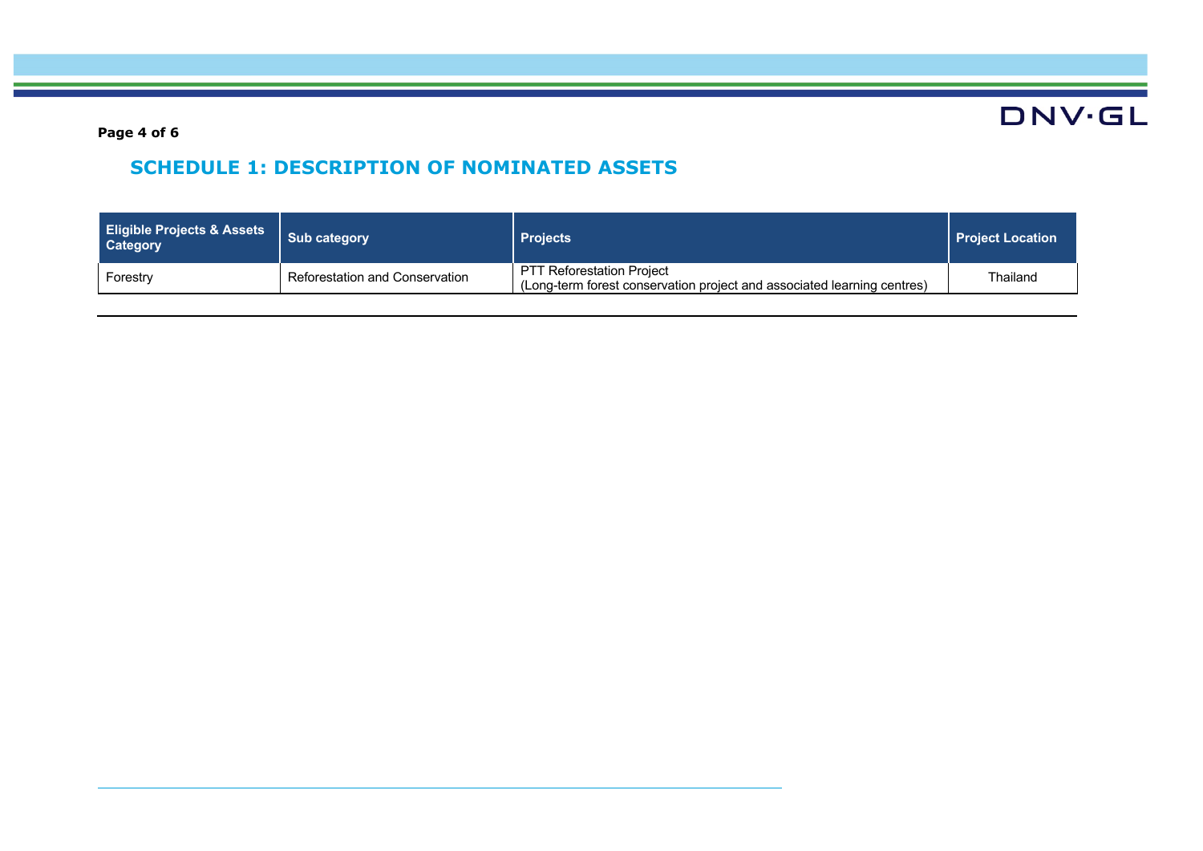## SCHEDULE 1: DESCRIPTION OF NOMINATED ASSETS

| Eligible Projects & Assets Category | Sub category | Projects | Project Location |
|---|---|---|---|
| Forestry | Reforestation and Conservation | PTT Reforestation Project<br>(Long-term forest conservation project and associated learning centres) | Thailand |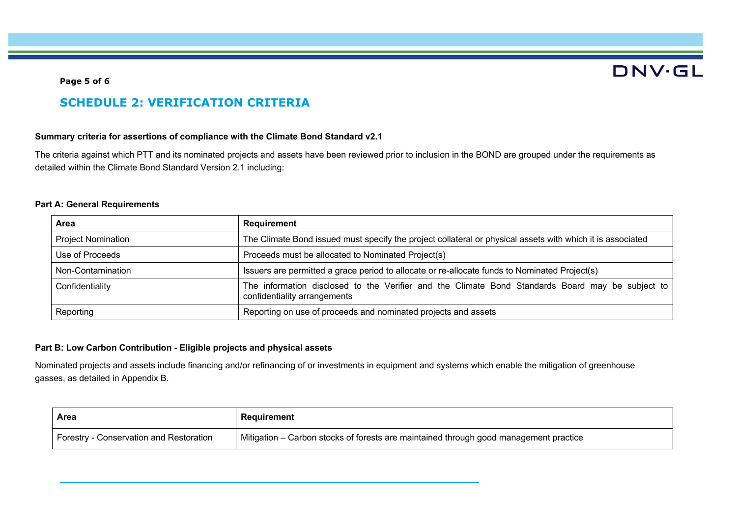## SCHEDULE 2: VERIFICATION CRITERIA

**Summary criteria for assertions of compliance with the Climate Bond Standard v2.1**

The criteria against which PTT and its nominated projects and assets have been reviewed prior to inclusion in the BOND are grouped under the requirements as detailed within the Climate Bond Standard Version 2.1 including:

**Part A: General Requirements**

| Area | Requirement |
|---|---|
| Project Nomination | The Climate Bond issued must specify the project collateral or physical assets with which it is associated |
| Use of Proceeds | Proceeds must be allocated to Nominated Project(s) |
| Non-Contamination | Issuers are permitted a grace period to allocate or re-allocate funds to Nominated Project(s) |
| Confidentiality | The information disclosed to the Verifier and the Climate Bond Standards Board may be subject to confidentiality arrangements |
| Reporting | Reporting on use of proceeds and nominated projects and assets |

**Part B: Low Carbon Contribution - Eligible projects and physical assets**

Nominated projects and assets include financing and/or refinancing of or investments in equipment and systems which enable the mitigation of greenhouse gasses, as detailed in Appendix B.

| Area | Requirement |
|---|---|
| Forestry - Conservation and Restoration | Mitigation – Carbon stocks of forests are maintained through good management practice |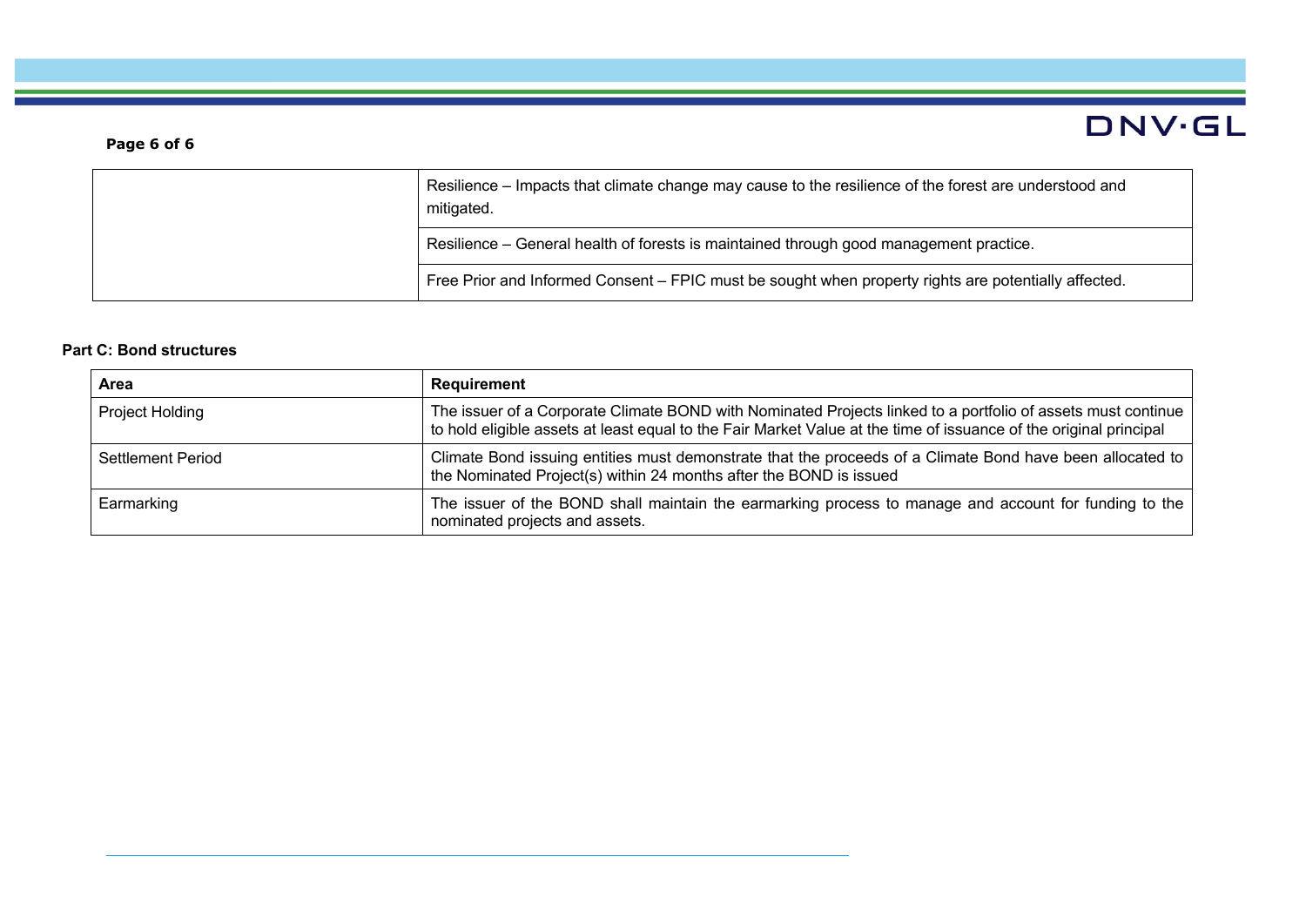| | |
|---|---|
| | Resilience – Impacts that climate change may cause to the resilience of the forest are understood and mitigated. |
| | Resilience – General health of forests is maintained through good management practice. |
| | Free Prior and Informed Consent – FPIC must be sought when property rights are potentially affected. |

**Part C: Bond structures**

| Area | Requirement |
|---|---|
| Project Holding | The issuer of a Corporate Climate BOND with Nominated Projects linked to a portfolio of assets must continue to hold eligible assets at least equal to the Fair Market Value at the time of issuance of the original principal |
| Settlement Period | Climate Bond issuing entities must demonstrate that the proceeds of a Climate Bond have been allocated to the Nominated Project(s) within 24 months after the BOND is issued |
| Earmarking | The issuer of the BOND shall maintain the earmarking process to manage and account for funding to the nominated projects and assets. |